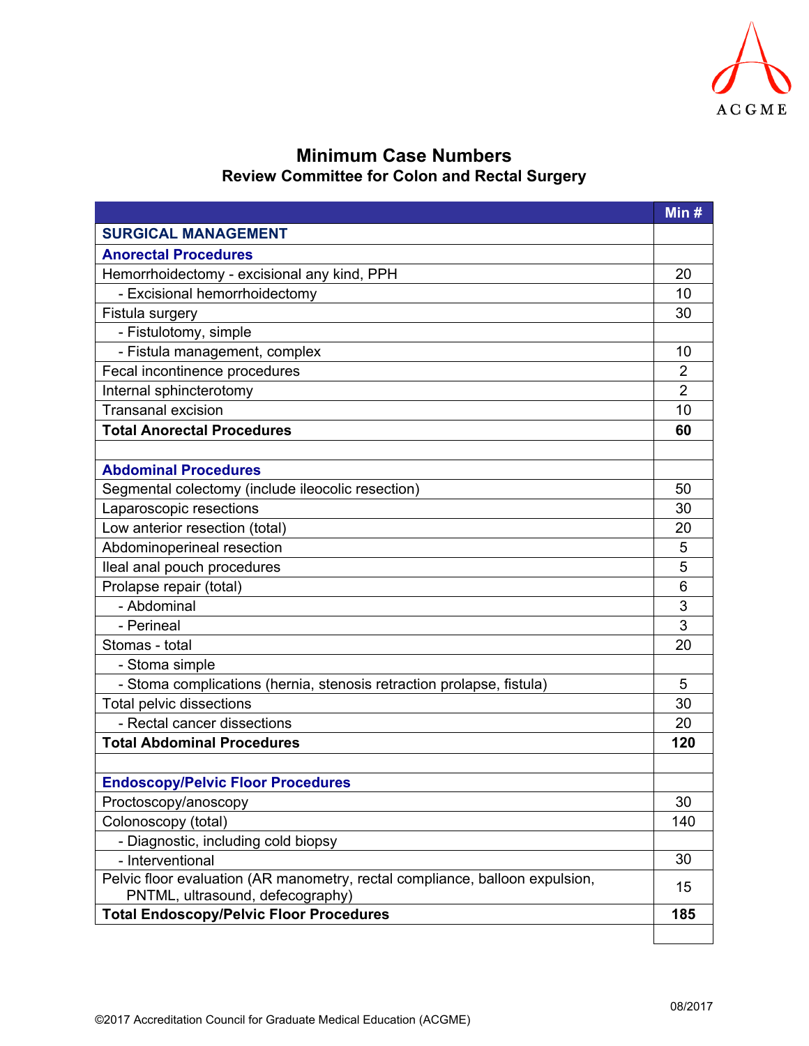# Minimum Case Numbers

## Review Committee for Colon and Rectal Surgery

| | Min # |
|---|---|
| **SURGICAL MANAGEMENT** | |
| **Anorectal Procedures** | |
| Hemorrhoidectomy - excisional any kind, PPH | 20 |
| - Excisional hemorrhoidectomy | 10 |
| Fistula surgery | 30 |
| - Fistulotomy, simple | |
| - Fistula management, complex | 10 |
| Fecal incontinence procedures | 2 |
| Internal sphincterotomy | 2 |
| Transanal excision | 10 |
| **Total Anorectal Procedures** | **60** |
| | |
| **Abdominal Procedures** | |
| Segmental colectomy (include ileocolic resection) | 50 |
| Laparoscopic resections | 30 |
| Low anterior resection (total) | 20 |
| Abdominoperineal resection | 5 |
| Ileal anal pouch procedures | 5 |
| Prolapse repair (total) | 6 |
| - Abdominal | 3 |
| - Perineal | 3 |
| Stomas - total | 20 |
| - Stoma simple | |
| - Stoma complications (hernia, stenosis retraction prolapse, fistula) | 5 |
| Total pelvic dissections | 30 |
| - Rectal cancer dissections | 20 |
| **Total Abdominal Procedures** | **120** |
| | |
| **Endoscopy/Pelvic Floor Procedures** | |
| Proctoscopy/anoscopy | 30 |
| Colonoscopy (total) | 140 |
| - Diagnostic, including cold biopsy | |
| - Interventional | 30 |
| Pelvic floor evaluation (AR manometry, rectal compliance, balloon expulsion, PNTML, ultrasound, defecography) | 15 |
| **Total Endoscopy/Pelvic Floor Procedures** | **185** |
| | |

08/2017

©2017 Accreditation Council for Graduate Medical Education (ACGME)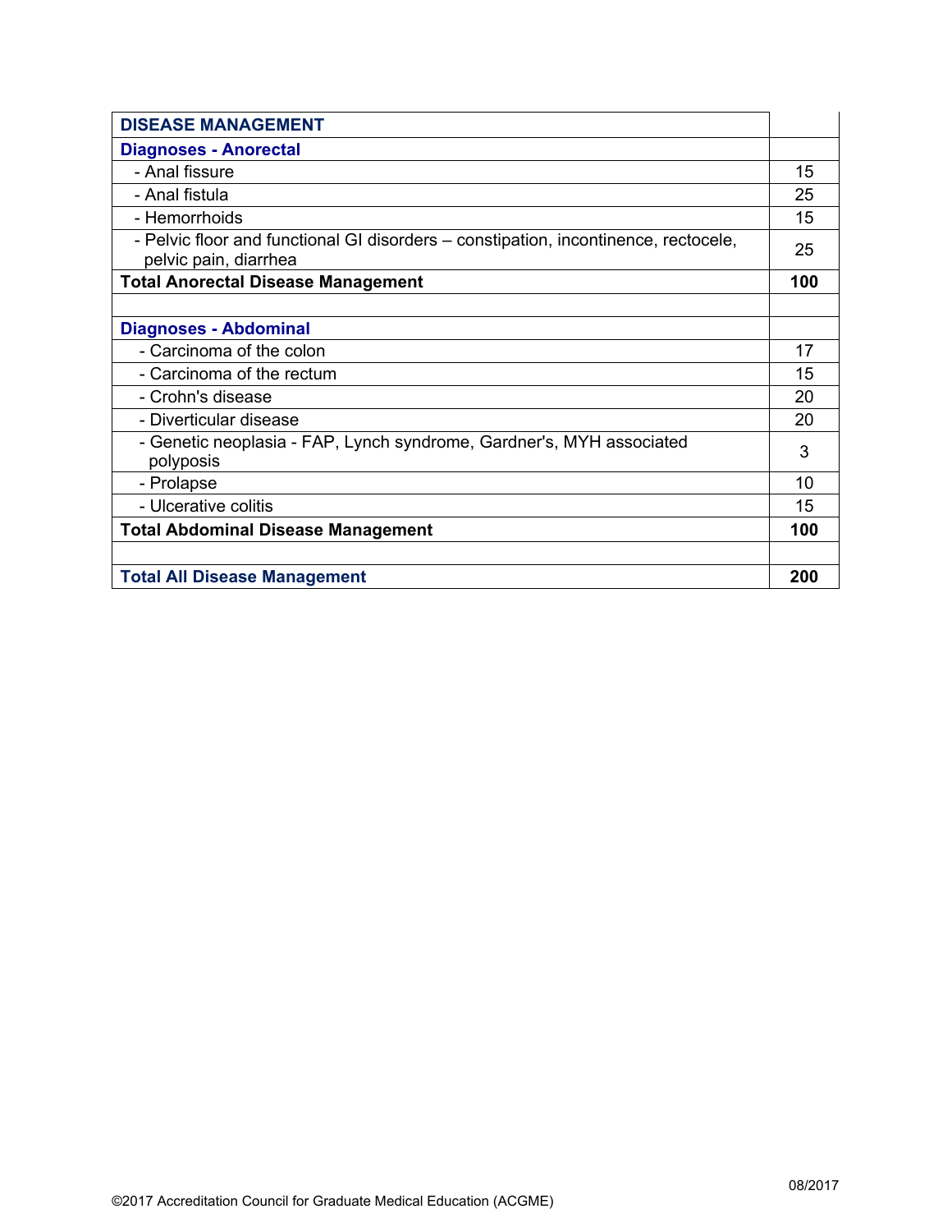| | |
|---|---|
| **DISEASE MANAGEMENT** | |
| **Diagnoses - Anorectal** | |
| - Anal fissure | 15 |
| - Anal fistula | 25 |
| - Hemorrhoids | 15 |
| - Pelvic floor and functional GI disorders – constipation, incontinence, rectocele, pelvic pain, diarrhea | 25 |
| **Total Anorectal Disease Management** | **100** |
| | |
| **Diagnoses - Abdominal** | |
| - Carcinoma of the colon | 17 |
| - Carcinoma of the rectum | 15 |
| - Crohn's disease | 20 |
| - Diverticular disease | 20 |
| - Genetic neoplasia - FAP, Lynch syndrome, Gardner's, MYH associated polyposis | 3 |
| - Prolapse | 10 |
| - Ulcerative colitis | 15 |
| **Total Abdominal Disease Management** | **100** |
| | |
| **Total All Disease Management** | **200** |

08/2017

©2017 Accreditation Council for Graduate Medical Education (ACGME)